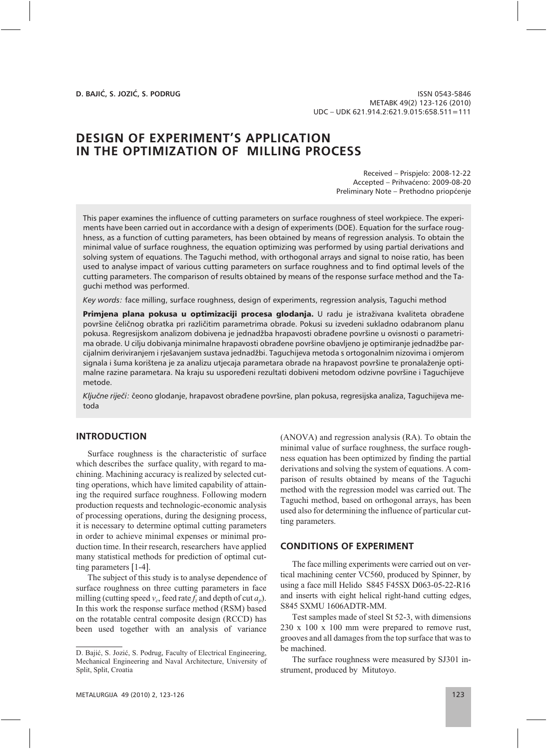**D. BAJIĆ, S. JOZIĆ, S. PODRUG**

ISSN 0543-5846
METABK 49(2) 123-126 (2010)
UDC – UDK 621.914.2:621.9.015:658.511=111

# DESIGN OF EXPERIMENT'S APPLICATION IN THE OPTIMIZATION OF MILLING PROCESS

Received – Prispjelo: 2008-12-22
Accepted – Prihvaćeno: 2009-08-20
Preliminary Note – Prethodno priopćenje

This paper examines the influence of cutting parameters on surface roughness of steel workpiece. The experiments have been carried out in accordance with a design of experiments (DOE). Equation for the surface roughness, as a function of cutting parameters, has been obtained by means of regression analysis. To obtain the minimal value of surface roughness, the equation optimizing was performed by using partial derivations and solving system of equations. The Taguchi method, with orthogonal arrays and signal to noise ratio, has been used to analyse impact of various cutting parameters on surface roughness and to find optimal levels of the cutting parameters. The comparison of results obtained by means of the response surface method and the Taguchi method was performed.

*Key words:* face milling, surface roughness, design of experiments, regression analysis, Taguchi method

**Primjena plana pokusa u optimizaciji procesa glodanja.** U radu je istraživana kvaliteta obrađene površine čeličnog obratka pri različitim parametrima obrade. Pokusi su izvedeni sukladno odabranom planu pokusa. Regresijskom analizom dobivena je jednadžba hrapavosti obrađene površine u ovisnosti o parametrima obrade. U cilju dobivanja minimalne hrapavosti obrađene površine obavljeno je optimiranje jednadžbe parcijalnim deriviranjem i rješavanjem sustava jednadžbi. Taguchijeva metoda s ortogonalnim nizovima i omjerom signala i šuma korištena je za analizu utjecaja parametara obrade na hrapavost površine te pronalaženje optimalne razine parametara. Na kraju su uspoređeni rezultati dobiveni metodom odzivne površine i Taguchijeve metode.

*Ključne riječi:* čeono glodanje, hrapavost obrađene površine, plan pokusa, regresijska analiza, Taguchijeva metoda

## INTRODUCTION

Surface roughness is the characteristic of surface which describes the surface quality, with regard to machining. Machining accuracy is realized by selected cutting operations, which have limited capability of attaining the required surface roughness. Following modern production requests and technologic-economic analysis of processing operations, during the designing process, it is necessary to determine optimal cutting parameters in order to achieve minimal expenses or minimal production time. In their research, researchers have applied many statistical methods for prediction of optimal cutting parameters [1-4].

The subject of this study is to analyse dependence of surface roughness on three cutting parameters in face milling (cutting speed $v_c$, feed rate $f_z$ and depth of cut $a_p$). In this work the response surface method (RSM) based on the rotatable central composite design (RCCD) has been used together with an analysis of variance (ANOVA) and regression analysis (RA). To obtain the minimal value of surface roughness, the surface roughness equation has been optimized by finding the partial derivations and solving the system of equations. A comparison of results obtained by means of the Taguchi method with the regression model was carried out. The Taguchi method, based on orthogonal arrays, has been used also for determining the influence of particular cutting parameters.

D. Bajić, S. Jozić, S. Podrug, Faculty of Electrical Engineering, Mechanical Engineering and Naval Architecture, University of Split, Split, Croatia

## CONDITIONS OF EXPERIMENT

The face milling experiments were carried out on vertical machining center VC560, produced by Spinner, by using a face mill Helido S845 F45SX D063-05-22-R16 and inserts with eight helical right-hand cutting edges, S845 SXMU 1606ADTR-MM.

Test samples made of steel St 52-3, with dimensions 230 x 100 x 100 mm were prepared to remove rust, grooves and all damages from the top surface that was to be machined.

The surface roughness were measured by SJ301 instrument, produced by Mitutoyo.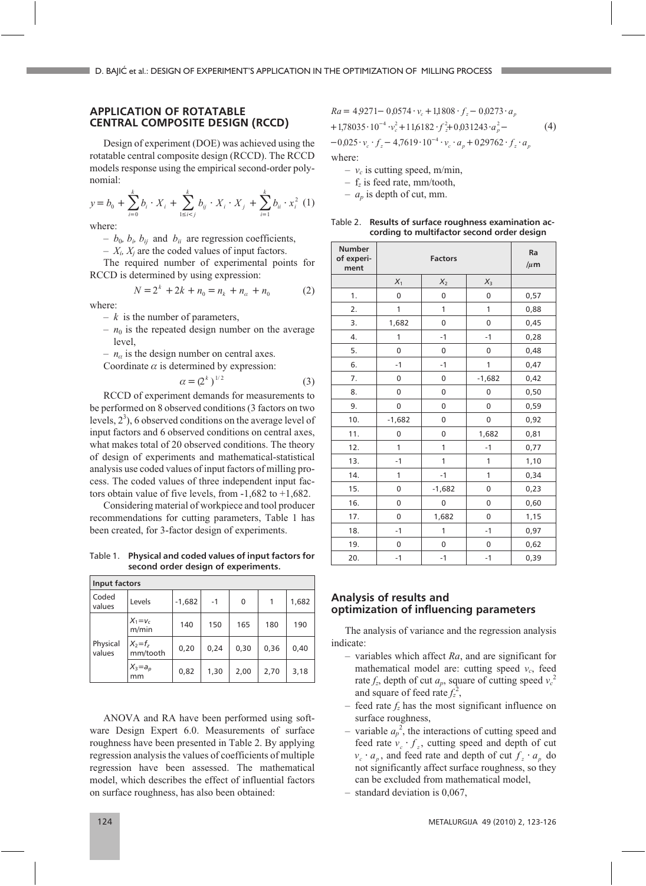## APPLICATION OF ROTATABLE CENTRAL COMPOSITE DESIGN (RCCD)

Design of experiment (DOE) was achieved using the rotatable central composite design (RCCD). The RCCD models response using the empirical second-order polynomial:

$$y = b_0 + \sum_{i=0}^{k} b_i \cdot X_i + \sum_{1 \le i < j}^{k} b_{ij} \cdot X_i \cdot X_j + \sum_{i=1}^{k} b_{ii} \cdot x_i^2 \quad (1)$$

where:

- $b_0$, $b_i$, $b_{ij}$ and $b_{ii}$ are regression coefficients,
- $X_i$, $X_j$ are the coded values of input factors.

The required number of experimental points for RCCD is determined by using expression:

$$N = 2^k + 2k + n_0 = n_k + n_\alpha + n_0 \quad (2)$$

where:

- $k$ is the number of parameters,
- $n_0$ is the repeated design number on the average level,
- $n_\alpha$ is the design number on central axes.

Coordinate $\alpha$ is determined by expression:

$$\alpha = (2^k)^{1/2} \quad (3)$$

RCCD of experiment demands for measurements to be performed on 8 observed conditions (3 factors on two levels, $2^3$), 6 observed conditions on the average level of input factors and 6 observed conditions on central axes, what makes total of 20 observed conditions. The theory of design of experiments and mathematical-statistical analysis use coded values of input factors of milling process. The coded values of three independent input factors obtain value of five levels, from -1,682 to +1,682.

Considering material of workpiece and tool producer recommendations for cutting parameters, Table 1 has been created, for 3-factor design of experiments.

Table 1. **Physical and coded values of input factors for second order design of experiments.**

| Input factors | | | | | | |
|---|---|---|---|---|---|---|
| Coded values | Levels | -1,682 | -1 | 0 | 1 | 1,682 |
| Physical values | $X_1 = v_c$ m/min | 140 | 150 | 165 | 180 | 190 |
| | $X_2 = f_z$ mm/tooth | 0,20 | 0,24 | 0,30 | 0,36 | 0,40 |
| | $X_3 = a_p$ mm | 0,82 | 1,30 | 2,00 | 2,70 | 3,18 |

ANOVA and RA have been performed using software Design Expert 6.0. Measurements of surface roughness have been presented in Table 2. By applying regression analysis the values of coefficients of multiple regression have been assessed. The mathematical model, which describes the effect of influential factors on surface roughness, has also been obtained:

$$\begin{aligned} Ra = {} & 4{,}9271 - 0{,}0574 \cdot v_c + 1{,}1808 \cdot f_z - 0{,}0273 \cdot a_p \\ & + 1{,}78035 \cdot 10^{-4} \cdot v_c^2 + 11{,}6182 \cdot f_z^2 + 0{,}031243 \cdot a_p^2 - \\ & - 0{,}025 \cdot v_c \cdot f_z - 4{,}7619 \cdot 10^{-4} \cdot v_c \cdot a_p + 0{,}29762 \cdot f_z \cdot a_p \end{aligned} \quad (4)$$

where:

- $v_c$ is cutting speed, m/min,
- $f_z$ is feed rate, mm/tooth,
- $a_p$ is depth of cut, mm.

Table 2. **Results of surface roughness examination according to multifactor second order design**

| Number of experiment | Factors | | | Ra /μm |
|---|---|---|---|---|
| | $X_1$ | $X_2$ | $X_3$ | |
| 1. | 0 | 0 | 0 | 0,57 |
| 2. | 1 | 1 | 1 | 0,88 |
| 3. | 1,682 | 0 | 0 | 0,45 |
| 4. | 1 | -1 | -1 | 0,28 |
| 5. | 0 | 0 | 0 | 0,48 |
| 6. | -1 | -1 | 1 | 0,47 |
| 7. | 0 | 0 | -1,682 | 0,42 |
| 8. | 0 | 0 | 0 | 0,50 |
| 9. | 0 | 0 | 0 | 0,59 |
| 10. | -1,682 | 0 | 0 | 0,92 |
| 11. | 0 | 0 | 1,682 | 0,81 |
| 12. | 1 | 1 | -1 | 0,77 |
| 13. | -1 | 1 | 1 | 1,10 |
| 14. | 1 | -1 | 1 | 0,34 |
| 15. | 0 | -1,682 | 0 | 0,23 |
| 16. | 0 | 0 | 0 | 0,60 |
| 17. | 0 | 1,682 | 0 | 1,15 |
| 18. | -1 | 1 | -1 | 0,97 |
| 19. | 0 | 0 | 0 | 0,62 |
| 20. | -1 | -1 | -1 | 0,39 |

### Analysis of results and optimization of influencing parameters

The analysis of variance and the regression analysis indicate:

- variables which affect $Ra$, and are significant for mathematical model are: cutting speed $v_c$, feed rate $f_z$, depth of cut $a_p$, square of cutting speed $v_c^2$ and square of feed rate $f_z^2$,
- feed rate $f_z$ has the most significant influence on surface roughness,
- variable $a_p^2$, the interactions of cutting speed and feed rate $v_c \cdot f_z$, cutting speed and depth of cut $v_c \cdot a_p$, and feed rate and depth of cut $f_z \cdot a_p$ do not significantly affect surface roughness, so they can be excluded from mathematical model,
- standard deviation is 0,067,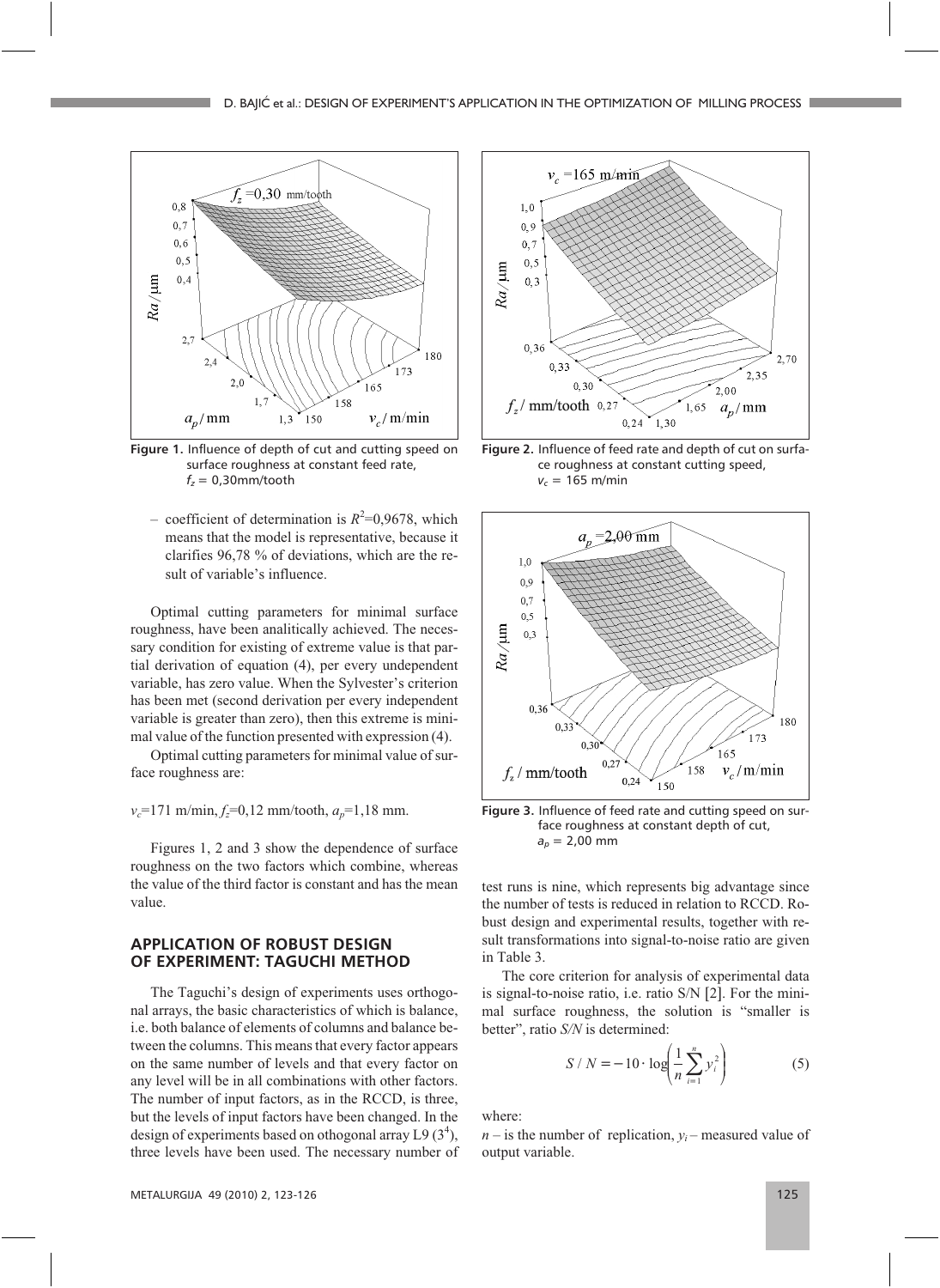Figure 1. Influence of depth of cut and cutting speed on surface roughness at constant feed rate, $f_z$ = 0,30mm/tooth

– coefficient of determination is $R^2$=0,9678, which means that the model is representative, because it clarifies 96,78 % of deviations, which are the result of variable's influence.

Optimal cutting parameters for minimal surface roughness, have been analitically achieved. The necessary condition for existing of extreme value is that partial derivation of equation (4), per every undependent variable, has zero value. When the Sylvester's criterion has been met (second derivation per every independent variable is greater than zero), then this extreme is minimal value of the function presented with expression (4).

Optimal cutting parameters for minimal value of surface roughness are:

$v_c$=171 m/min, $f_z$=0,12 mm/tooth, $a_p$=1,18 mm.

Figures 1, 2 and 3 show the dependence of surface roughness on the two factors which combine, whereas the value of the third factor is constant and has the mean value.

## APPLICATION OF ROBUST DESIGN OF EXPERIMENT: TAGUCHI METHOD

The Taguchi's design of experiments uses orthogonal arrays, the basic characteristics of which is balance, i.e. both balance of elements of columns and balance between the columns. This means that every factor appears on the same number of levels and that every factor on any level will be in all combinations with other factors. The number of input factors, as in the RCCD, is three, but the levels of input factors have been changed. In the design of experiments based on othogonal array L9 ($3^4$), three levels have been used. The necessary number of test runs is nine, which represents big advantage since the number of tests is reduced in relation to RCCD. Robust design and experimental results, together with result transformations into signal-to-noise ratio are given in Table 3.

Figure 2. Influence of feed rate and depth of cut on surface roughness at constant cutting speed, $v_c$ = 165 m/min

Figure 3. Influence of feed rate and cutting speed on surface roughness at constant depth of cut, $a_p$ = 2,00 mm

The core criterion for analysis of experimental data is signal-to-noise ratio, i.e. ratio S/N [2]. For the minimal surface roughness, the solution is "smaller is better", ratio *S/N* is determined:

$$S / N = -10 \cdot \log\left(\frac{1}{n}\sum_{i=1}^{n} y_i^2\right) \tag{5}$$

where:

$n$ – is the number of replication, $y_i$ – measured value of output variable.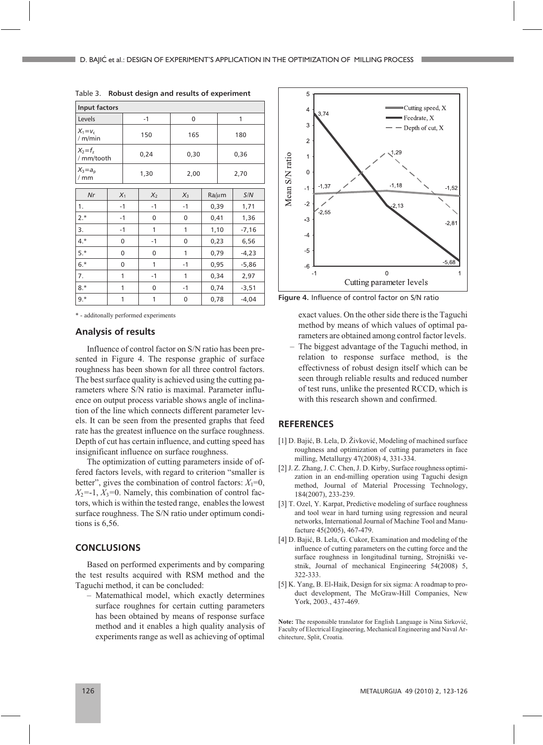Table 3. **Robust design and results of experiment**

| Input factors | | | |
|---|---|---|---|
| Levels | -1 | 0 | 1 |
| $X_1 = v_c$ / m/min | 150 | 165 | 180 |
| $X_2 = f_z$ / mm/tooth | 0,24 | 0,30 | 0,36 |
| $X_3 = a_p$ / mm | 1,30 | 2,00 | 2,70 |

| *Nr* | $X_1$ | $X_2$ | $X_3$ | Ra/$\mu$m | *S/N* |
|---|---|---|---|---|---|
| 1. | -1 | -1 | -1 | 0,39 | 1,71 |
| 2.* | -1 | 0 | 0 | 0,41 | 1,36 |
| 3. | -1 | 1 | 1 | 1,10 | -7,16 |
| 4.* | 0 | -1 | 0 | 0,23 | 6,56 |
| 5.* | 0 | 0 | 1 | 0,79 | -4,23 |
| 6.* | 0 | 1 | -1 | 0,95 | -5,86 |
| 7. | 1 | -1 | 1 | 0,34 | 2,97 |
| 8.* | 1 | 0 | -1 | 0,74 | -3,51 |
| 9.* | 1 | 1 | 0 | 0,78 | -4,04 |

* - additonally performed experiments

## Analysis of results

Influence of control factor on S/N ratio has been presented in Figure 4. The response graphic of surface roughness has been shown for all three control factors. The best surface quality is achieved using the cutting parameters where S/N ratio is maximal. Parameter influence on output process variable shows angle of inclination of the line which connects different parameter levels. It can be seen from the presented graphs that feed rate has the greatest influence on the surface roughness. Depth of cut has certain influence, and cutting speed has insignificant influence on surface roughness.

The optimization of cutting parameters inside of offered factors levels, with regard to criterion "smaller is better", gives the combination of control factors: $X_1$=0, $X_2$=-1, $X_3$=0. Namely, this combination of control factors, which is within the tested range, enables the lowest surface roughness. The S/N ratio under optimum conditions is 6,56.

## CONCLUSIONS

Based on performed experiments and by comparing the test results acquired with RSM method and the Taguchi method, it can be concluded:

– Matemathical model, which exactly determines surface roughnes for certain cutting parameters has been obtained by means of response surface method and it enables a high quality analysis of experiments range as well as achieving of optimal exact values. On the other side there is the Taguchi method by means of which values of optimal parameters are obtained among control factor levels.

– The biggest advantage of the Taguchi method, in relation to response surface method, is the effectivness of robust design itself which can be seen through reliable results and reduced number of test runs, unlike the presented RCCD, which is with this research shown and confirmed.

Mean S/N ratio
Cutting parameter levels
Cutting speed, X
Feedrate, X
Depth of cut, X
3,74
1,29
-1,37
-1,18
-1,52
-2,13
-2,55
-2,81
-5,68

**Figure 4.** Influence of control factor on S/N ratio

## REFERENCES

[1] D. Bajić, B. Lela, D. Živković, Modeling of machined surface roughness and optimization of cutting parameters in face milling, Metallurgy 47(2008) 4, 331-334.

[2] J. Z. Zhang, J. C. Chen, J. D. Kirby, Surface roughness optimization in an end-milling operation using Taguchi design method, Journal of Material Processing Technology, 184(2007), 233-239.

[3] T. Ozel, Y. Karpat, Predictive modeling of surface roughness and tool wear in hard turning using regression and neural networks, International Journal of Machine Tool and Manufacture 45(2005), 467-479.

[4] D. Bajić, B. Lela, G. Cukor, Examination and modeling of the influence of cutting parameters on the cutting force and the surface roughness in longitudinal turning, Strojniški vestnik, Journal of mechanical Engineering 54(2008) 5, 322-333.

[5] K. Yang, B. El-Haik, Design for six sigma: A roadmap to product development, The McGraw-Hill Companies, New York, 2003., 437-469.

**Note:** The responsible translator for English Language is Nina Sirković, Faculty of Electrical Engineering, Mechanical Engineering and Naval Architecture, Split, Croatia.